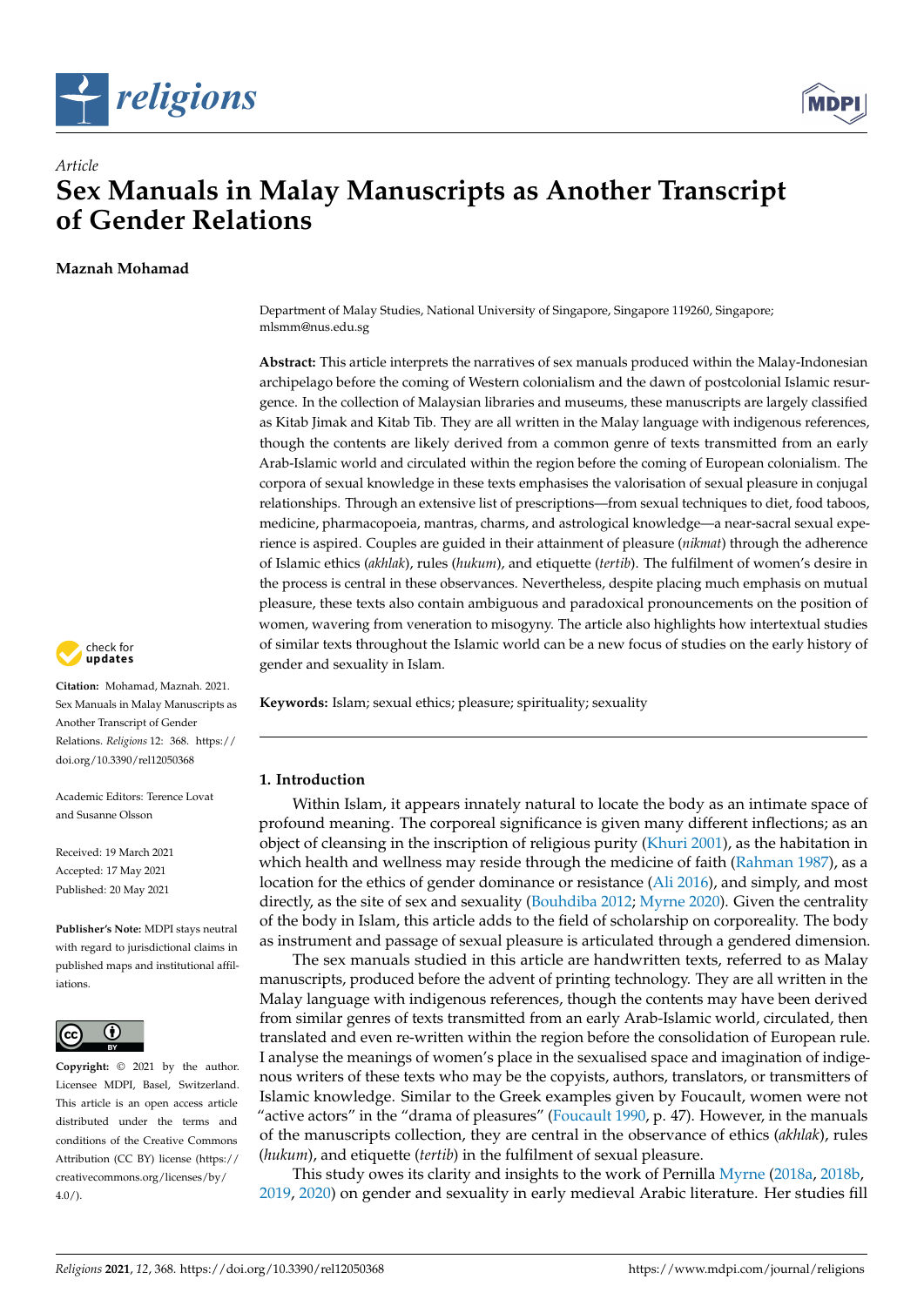*Article*

# Sex Manuals in Malay Manuscripts as Another Transcript of Gender Relations

**Maznah Mohamad**

Department of Malay Studies, National University of Singapore, Singapore 119260, Singapore; mlsmm@nus.edu.sg

**Abstract:** This article interprets the narratives of sex manuals produced within the Malay-Indonesian archipelago before the coming of Western colonialism and the dawn of postcolonial Islamic resurgence. In the collection of Malaysian libraries and museums, these manuscripts are largely classified as Kitab Jimak and Kitab Tib. They are all written in the Malay language with indigenous references, though the contents are likely derived from a common genre of texts transmitted from an early Arab-Islamic world and circulated within the region before the coming of European colonialism. The corpora of sexual knowledge in these texts emphasises the valorisation of sexual pleasure in conjugal relationships. Through an extensive list of prescriptions—from sexual techniques to diet, food taboos, medicine, pharmacopoeia, mantras, charms, and astrological knowledge—a near-sacral sexual experience is aspired. Couples are guided in their attainment of pleasure (*nikmat*) through the adherence of Islamic ethics (*akhlak*), rules (*hukum*), and etiquette (*tertib*). The fulfilment of women's desire in the process is central in these observances. Nevertheless, despite placing much emphasis on mutual pleasure, these texts also contain ambiguous and paradoxical pronouncements on the position of women, wavering from veneration to misogyny. The article also highlights how intertextual studies of similar texts throughout the Islamic world can be a new focus of studies on the early history of gender and sexuality in Islam.

**Keywords:** Islam; sexual ethics; pleasure; spirituality; sexuality

**Citation:** Mohamad, Maznah. 2021. Sex Manuals in Malay Manuscripts as Another Transcript of Gender Relations. *Religions* 12: 368. https://doi.org/10.3390/rel12050368

Academic Editors: Terence Lovat and Susanne Olsson

Received: 19 March 2021
Accepted: 17 May 2021
Published: 20 May 2021

**Publisher's Note:** MDPI stays neutral with regard to jurisdictional claims in published maps and institutional affiliations.

**Copyright:** © 2021 by the author. Licensee MDPI, Basel, Switzerland. This article is an open access article distributed under the terms and conditions of the Creative Commons Attribution (CC BY) license (https://creativecommons.org/licenses/by/4.0/).

## 1. Introduction

Within Islam, it appears innately natural to locate the body as an intimate space of profound meaning. The corporeal significance is given many different inflections; as an object of cleansing in the inscription of religious purity (Khuri 2001), as the habitation in which health and wellness may reside through the medicine of faith (Rahman 1987), as a location for the ethics of gender dominance or resistance (Ali 2016), and simply, and most directly, as the site of sex and sexuality (Bouhdiba 2012; Myrne 2020). Given the centrality of the body in Islam, this article adds to the field of scholarship on corporeality. The body as instrument and passage of sexual pleasure is articulated through a gendered dimension.

The sex manuals studied in this article are handwritten texts, referred to as Malay manuscripts, produced before the advent of printing technology. They are all written in the Malay language with indigenous references, though the contents may have been derived from similar genres of texts transmitted from an early Arab-Islamic world, circulated, then translated and even re-written within the region before the consolidation of European rule. I analyse the meanings of women's place in the sexualised space and imagination of indigenous writers of these texts who may be the copyists, authors, translators, or transmitters of Islamic knowledge. Similar to the Greek examples given by Foucault, women were not "active actors" in the "drama of pleasures" (Foucault 1990, p. 47). However, in the manuals of the manuscripts collection, they are central in the observance of ethics (*akhlak*), rules (*hukum*), and etiquette (*tertib*) in the fulfilment of sexual pleasure.

This study owes its clarity and insights to the work of Pernilla Myrne (2018a, 2018b, 2019, 2020) on gender and sexuality in early medieval Arabic literature. Her studies fill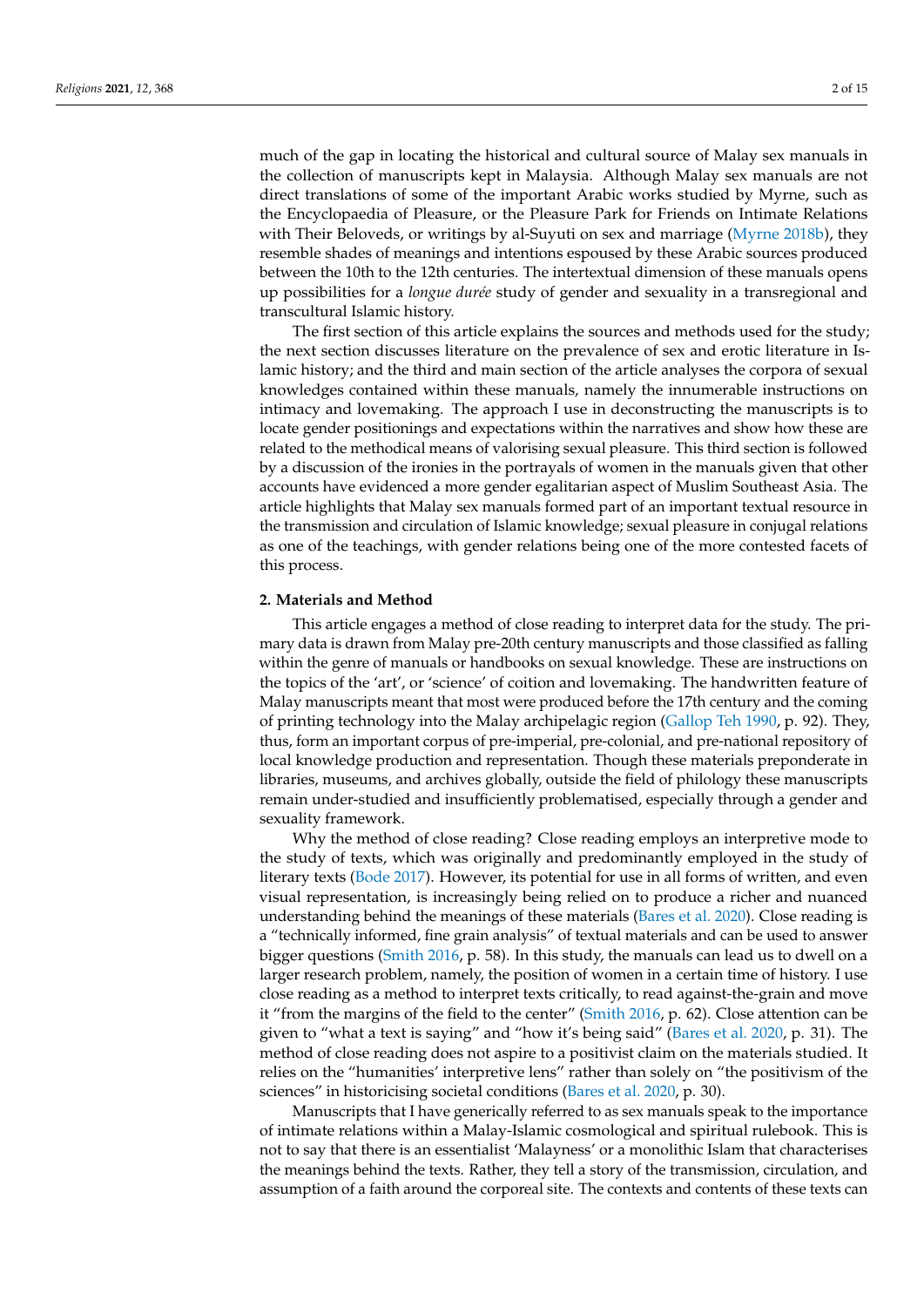much of the gap in locating the historical and cultural source of Malay sex manuals in the collection of manuscripts kept in Malaysia. Although Malay sex manuals are not direct translations of some of the important Arabic works studied by Myrne, such as the Encyclopaedia of Pleasure, or the Pleasure Park for Friends on Intimate Relations with Their Beloveds, or writings by al-Suyuti on sex and marriage (Myrne 2018b), they resemble shades of meanings and intentions espoused by these Arabic sources produced between the 10th to the 12th centuries. The intertextual dimension of these manuals opens up possibilities for a *longue durée* study of gender and sexuality in a transregional and transcultural Islamic history.

The first section of this article explains the sources and methods used for the study; the next section discusses literature on the prevalence of sex and erotic literature in Islamic history; and the third and main section of the article analyses the corpora of sexual knowledges contained within these manuals, namely the innumerable instructions on intimacy and lovemaking. The approach I use in deconstructing the manuscripts is to locate gender positionings and expectations within the narratives and show how these are related to the methodical means of valorising sexual pleasure. This third section is followed by a discussion of the ironies in the portrayals of women in the manuals given that other accounts have evidenced a more gender egalitarian aspect of Muslim Southeast Asia. The article highlights that Malay sex manuals formed part of an important textual resource in the transmission and circulation of Islamic knowledge; sexual pleasure in conjugal relations as one of the teachings, with gender relations being one of the more contested facets of this process.

## 2. Materials and Method

This article engages a method of close reading to interpret data for the study. The primary data is drawn from Malay pre-20th century manuscripts and those classified as falling within the genre of manuals or handbooks on sexual knowledge. These are instructions on the topics of the 'art', or 'science' of coition and lovemaking. The handwritten feature of Malay manuscripts meant that most were produced before the 17th century and the coming of printing technology into the Malay archipelagic region (Gallop Teh 1990, p. 92). They, thus, form an important corpus of pre-imperial, pre-colonial, and pre-national repository of local knowledge production and representation. Though these materials preponderate in libraries, museums, and archives globally, outside the field of philology these manuscripts remain under-studied and insufficiently problematised, especially through a gender and sexuality framework.

Why the method of close reading? Close reading employs an interpretive mode to the study of texts, which was originally and predominantly employed in the study of literary texts (Bode 2017). However, its potential for use in all forms of written, and even visual representation, is increasingly being relied on to produce a richer and nuanced understanding behind the meanings of these materials (Bares et al. 2020). Close reading is a "technically informed, fine grain analysis" of textual materials and can be used to answer bigger questions (Smith 2016, p. 58). In this study, the manuals can lead us to dwell on a larger research problem, namely, the position of women in a certain time of history. I use close reading as a method to interpret texts critically, to read against-the-grain and move it "from the margins of the field to the center" (Smith 2016, p. 62). Close attention can be given to "what a text is saying" and "how it's being said" (Bares et al. 2020, p. 31). The method of close reading does not aspire to a positivist claim on the materials studied. It relies on the "humanities' interpretive lens" rather than solely on "the positivism of the sciences" in historicising societal conditions (Bares et al. 2020, p. 30).

Manuscripts that I have generically referred to as sex manuals speak to the importance of intimate relations within a Malay-Islamic cosmological and spiritual rulebook. This is not to say that there is an essentialist 'Malayness' or a monolithic Islam that characterises the meanings behind the texts. Rather, they tell a story of the transmission, circulation, and assumption of a faith around the corporeal site. The contexts and contents of these texts can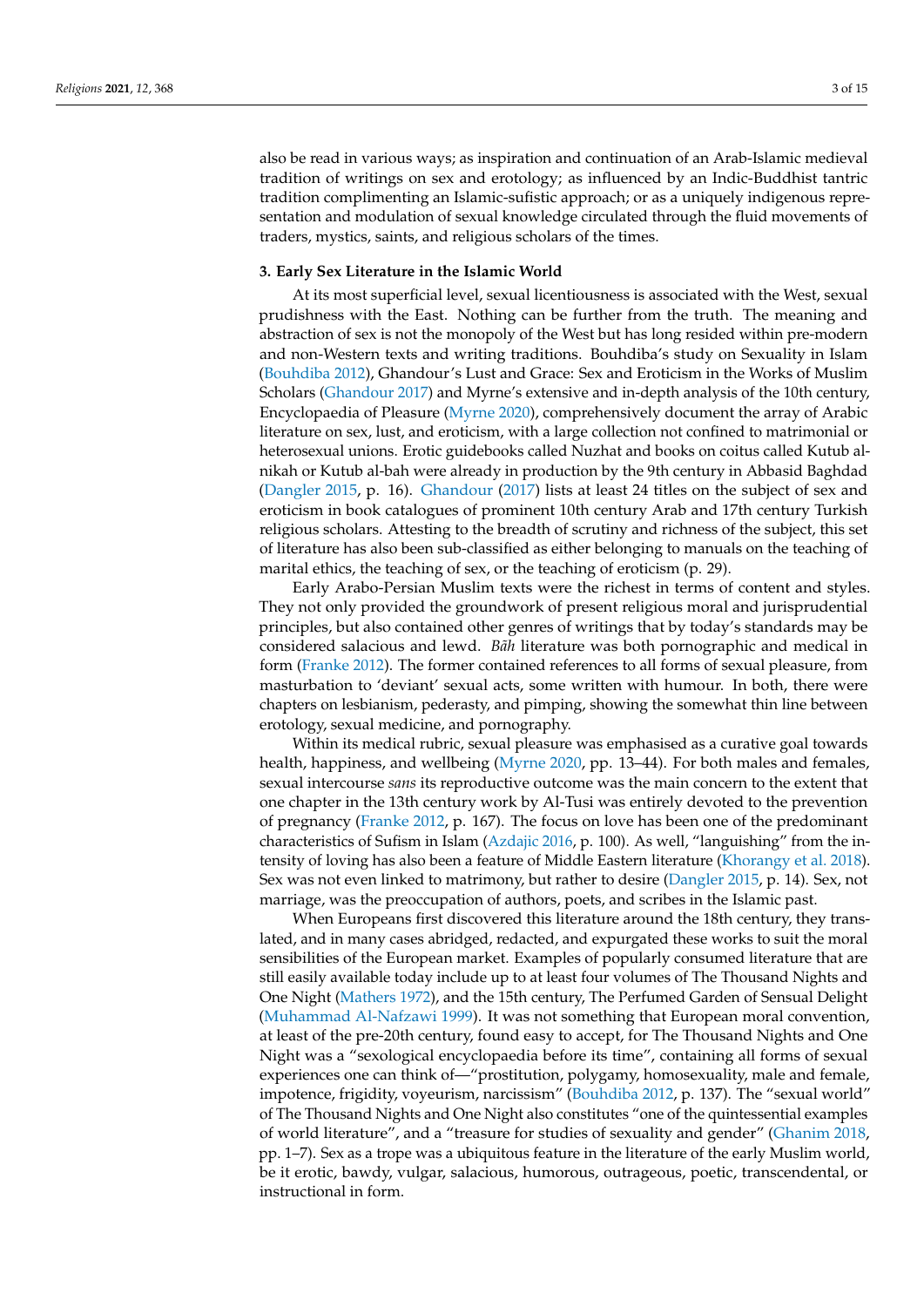also be read in various ways; as inspiration and continuation of an Arab-Islamic medieval tradition of writings on sex and erotology; as influenced by an Indic-Buddhist tantric tradition complimenting an Islamic-sufistic approach; or as a uniquely indigenous representation and modulation of sexual knowledge circulated through the fluid movements of traders, mystics, saints, and religious scholars of the times.

## 3. Early Sex Literature in the Islamic World

At its most superficial level, sexual licentiousness is associated with the West, sexual prudishness with the East. Nothing can be further from the truth. The meaning and abstraction of sex is not the monopoly of the West but has long resided within pre-modern and non-Western texts and writing traditions. Bouhdiba's study on Sexuality in Islam (Bouhdiba 2012), Ghandour's Lust and Grace: Sex and Eroticism in the Works of Muslim Scholars (Ghandour 2017) and Myrne's extensive and in-depth analysis of the 10th century, Encyclopaedia of Pleasure (Myrne 2020), comprehensively document the array of Arabic literature on sex, lust, and eroticism, with a large collection not confined to matrimonial or heterosexual unions. Erotic guidebooks called Nuzhat and books on coitus called Kutub al-nikah or Kutub al-bah were already in production by the 9th century in Abbasid Baghdad (Dangler 2015, p. 16). Ghandour (2017) lists at least 24 titles on the subject of sex and eroticism in book catalogues of prominent 10th century Arab and 17th century Turkish religious scholars. Attesting to the breadth of scrutiny and richness of the subject, this set of literature has also been sub-classified as either belonging to manuals on the teaching of marital ethics, the teaching of sex, or the teaching of eroticism (p. 29).

Early Arabo-Persian Muslim texts were the richest in terms of content and styles. They not only provided the groundwork of present religious moral and jurisprudential principles, but also contained other genres of writings that by today's standards may be considered salacious and lewd. *Bāh* literature was both pornographic and medical in form (Franke 2012). The former contained references to all forms of sexual pleasure, from masturbation to 'deviant' sexual acts, some written with humour. In both, there were chapters on lesbianism, pederasty, and pimping, showing the somewhat thin line between erotology, sexual medicine, and pornography.

Within its medical rubric, sexual pleasure was emphasised as a curative goal towards health, happiness, and wellbeing (Myrne 2020, pp. 13–44). For both males and females, sexual intercourse *sans* its reproductive outcome was the main concern to the extent that one chapter in the 13th century work by Al-Tusi was entirely devoted to the prevention of pregnancy (Franke 2012, p. 167). The focus on love has been one of the predominant characteristics of Sufism in Islam (Azdajic 2016, p. 100). As well, "languishing" from the intensity of loving has also been a feature of Middle Eastern literature (Khorangy et al. 2018). Sex was not even linked to matrimony, but rather to desire (Dangler 2015, p. 14). Sex, not marriage, was the preoccupation of authors, poets, and scribes in the Islamic past.

When Europeans first discovered this literature around the 18th century, they translated, and in many cases abridged, redacted, and expurgated these works to suit the moral sensibilities of the European market. Examples of popularly consumed literature that are still easily available today include up to at least four volumes of The Thousand Nights and One Night (Mathers 1972), and the 15th century, The Perfumed Garden of Sensual Delight (Muhammad Al-Nafzawi 1999). It was not something that European moral convention, at least of the pre-20th century, found easy to accept, for The Thousand Nights and One Night was a "sexological encyclopaedia before its time", containing all forms of sexual experiences one can think of—"prostitution, polygamy, homosexuality, male and female, impotence, frigidity, voyeurism, narcissism" (Bouhdiba 2012, p. 137). The "sexual world" of The Thousand Nights and One Night also constitutes "one of the quintessential examples of world literature", and a "treasure for studies of sexuality and gender" (Ghanim 2018, pp. 1–7). Sex as a trope was a ubiquitous feature in the literature of the early Muslim world, be it erotic, bawdy, vulgar, salacious, humorous, outrageous, poetic, transcendental, or instructional in form.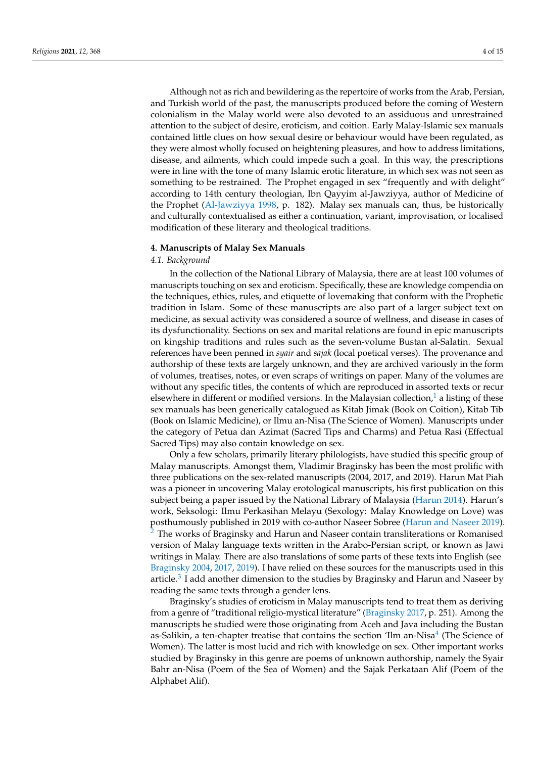Although not as rich and bewildering as the repertoire of works from the Arab, Persian, and Turkish world of the past, the manuscripts produced before the coming of Western colonialism in the Malay world were also devoted to an assiduous and unrestrained attention to the subject of desire, eroticism, and coition. Early Malay-Islamic sex manuals contained little clues on how sexual desire or behaviour would have been regulated, as they were almost wholly focused on heightening pleasures, and how to address limitations, disease, and ailments, which could impede such a goal. In this way, the prescriptions were in line with the tone of many Islamic erotic literature, in which sex was not seen as something to be restrained. The Prophet engaged in sex "frequently and with delight" according to 14th century theologian, Ibn Qayyim al-Jawziyya, author of Medicine of the Prophet (Al-Jawziyya 1998, p. 182). Malay sex manuals can, thus, be historically and culturally contextualised as either a continuation, variant, improvisation, or localised modification of these literary and theological traditions.

## 4. Manuscripts of Malay Sex Manuals

### *4.1. Background*

In the collection of the National Library of Malaysia, there are at least 100 volumes of manuscripts touching on sex and eroticism. Specifically, these are knowledge compendia on the techniques, ethics, rules, and etiquette of lovemaking that conform with the Prophetic tradition in Islam. Some of these manuscripts are also part of a larger subject text on medicine, as sexual activity was considered a source of wellness, and disease in cases of its dysfunctionality. Sections on sex and marital relations are found in epic manuscripts on kingship traditions and rules such as the seven-volume Bustan al-Salatin. Sexual references have been penned in *syair* and *sajak* (local poetical verses). The provenance and authorship of these texts are largely unknown, and they are archived variously in the form of volumes, treatises, notes, or even scraps of writings on paper. Many of the volumes are without any specific titles, the contents of which are reproduced in assorted texts or recur elsewhere in different or modified versions. In the Malaysian collection,[1] a listing of these sex manuals has been generically catalogued as Kitab Jimak (Book on Coition), Kitab Tib (Book on Islamic Medicine), or Ilmu an-Nisa (The Science of Women). Manuscripts under the category of Petua dan Azimat (Sacred Tips and Charms) and Petua Rasi (Effectual Sacred Tips) may also contain knowledge on sex.

Only a few scholars, primarily literary philologists, have studied this specific group of Malay manuscripts. Amongst them, Vladimir Braginsky has been the most prolific with three publications on the sex-related manuscripts (2004, 2017, and 2019). Harun Mat Piah was a pioneer in uncovering Malay erotological manuscripts, his first publication on this subject being a paper issued by the National Library of Malaysia (Harun 2014). Harun's work, Seksologi: Ilmu Perkasihan Melayu (Sexology: Malay Knowledge on Love) was posthumously published in 2019 with co-author Naseer Sobree (Harun and Naseer 2019).[2] The works of Braginsky and Harun and Naseer contain transliterations or Romanised version of Malay language texts written in the Arabo-Persian script, or known as Jawi writings in Malay. There are also translations of some parts of these texts into English (see Braginsky 2004, 2017, 2019). I have relied on these sources for the manuscripts used in this article.[3] I add another dimension to the studies by Braginsky and Harun and Naseer by reading the same texts through a gender lens.

Braginsky's studies of eroticism in Malay manuscripts tend to treat them as deriving from a genre of "traditional religio-mystical literature" (Braginsky 2017, p. 251). Among the manuscripts he studied were those originating from Aceh and Java including the Bustan as-Salikin, a ten-chapter treatise that contains the section 'Ilm an-Nisa[4] (The Science of Women). The latter is most lucid and rich with knowledge on sex. Other important works studied by Braginsky in this genre are poems of unknown authorship, namely the Syair Bahr an-Nisa (Poem of the Sea of Women) and the Sajak Perkataan Alif (Poem of the Alphabet Alif).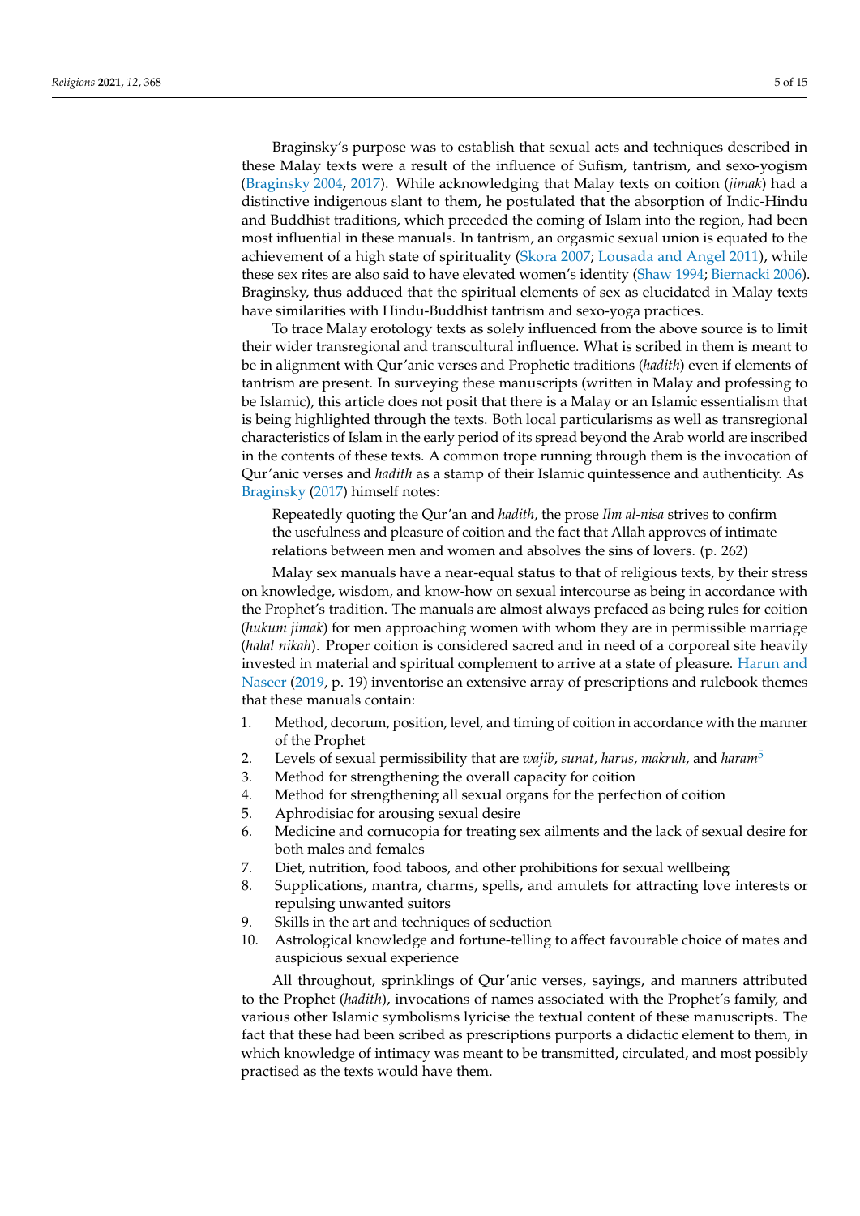Braginsky's purpose was to establish that sexual acts and techniques described in these Malay texts were a result of the influence of Sufism, tantrism, and sexo-yogism (Braginsky 2004, 2017). While acknowledging that Malay texts on coition (*jimak*) had a distinctive indigenous slant to them, he postulated that the absorption of Indic-Hindu and Buddhist traditions, which preceded the coming of Islam into the region, had been most influential in these manuals. In tantrism, an orgasmic sexual union is equated to the achievement of a high state of spirituality (Skora 2007; Lousada and Angel 2011), while these sex rites are also said to have elevated women's identity (Shaw 1994; Biernacki 2006). Braginsky, thus adduced that the spiritual elements of sex as elucidated in Malay texts have similarities with Hindu-Buddhist tantrism and sexo-yoga practices.

To trace Malay erotology texts as solely influenced from the above source is to limit their wider transregional and transcultural influence. What is scribed in them is meant to be in alignment with Qur'anic verses and Prophetic traditions (*hadith*) even if elements of tantrism are present. In surveying these manuscripts (written in Malay and professing to be Islamic), this article does not posit that there is a Malay or an Islamic essentialism that is being highlighted through the texts. Both local particularisms as well as transregional characteristics of Islam in the early period of its spread beyond the Arab world are inscribed in the contents of these texts. A common trope running through them is the invocation of Qur'anic verses and *hadith* as a stamp of their Islamic quintessence and authenticity. As Braginsky (2017) himself notes:

> Repeatedly quoting the Qur'an and *hadith*, the prose *Ilm al-nisa* strives to confirm the usefulness and pleasure of coition and the fact that Allah approves of intimate relations between men and women and absolves the sins of lovers. (p. 262)

Malay sex manuals have a near-equal status to that of religious texts, by their stress on knowledge, wisdom, and know-how on sexual intercourse as being in accordance with the Prophet's tradition. The manuals are almost always prefaced as being rules for coition (*hukum jimak*) for men approaching women with whom they are in permissible marriage (*halal nikah*). Proper coition is considered sacred and in need of a corporeal site heavily invested in material and spiritual complement to arrive at a state of pleasure. Harun and Naseer (2019, p. 19) inventorise an extensive array of prescriptions and rulebook themes that these manuals contain:

1. Method, decorum, position, level, and timing of coition in accordance with the manner of the Prophet
2. Levels of sexual permissibility that are *wajib*, *sunat, harus, makruh,* and *haram*[5]
3. Method for strengthening the overall capacity for coition
4. Method for strengthening all sexual organs for the perfection of coition
5. Aphrodisiac for arousing sexual desire
6. Medicine and cornucopia for treating sex ailments and the lack of sexual desire for both males and females
7. Diet, nutrition, food taboos, and other prohibitions for sexual wellbeing
8. Supplications, mantra, charms, spells, and amulets for attracting love interests or repulsing unwanted suitors
9. Skills in the art and techniques of seduction
10. Astrological knowledge and fortune-telling to affect favourable choice of mates and auspicious sexual experience

All throughout, sprinklings of Qur'anic verses, sayings, and manners attributed to the Prophet (*hadith*), invocations of names associated with the Prophet's family, and various other Islamic symbolisms lyricise the textual content of these manuscripts. The fact that these had been scribed as prescriptions purports a didactic element to them, in which knowledge of intimacy was meant to be transmitted, circulated, and most possibly practised as the texts would have them.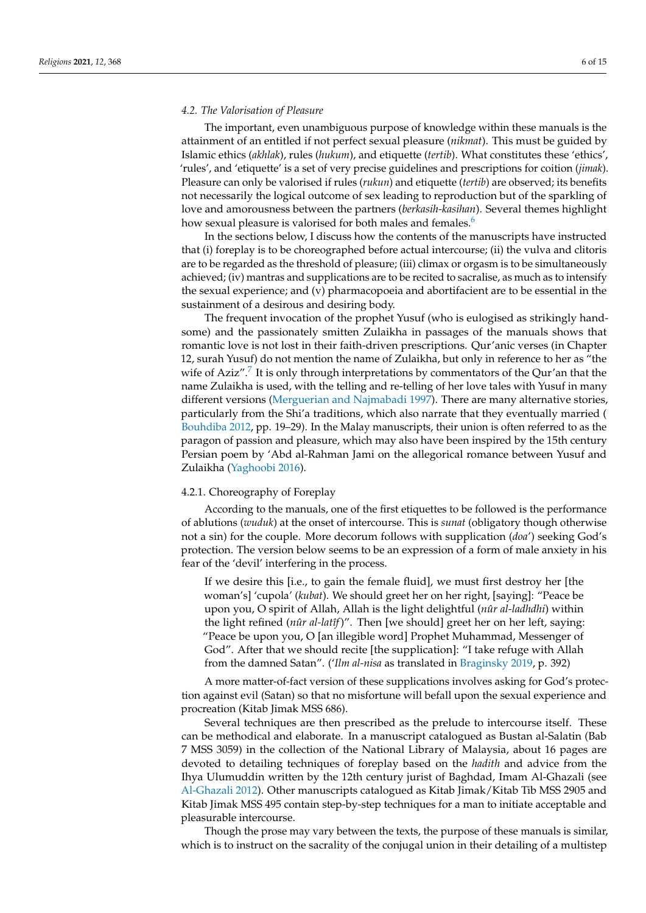### 4.2. The Valorisation of Pleasure

The important, even unambiguous purpose of knowledge within these manuals is the attainment of an entitled if not perfect sexual pleasure (*nikmat*). This must be guided by Islamic ethics (*akhlak*), rules (*hukum*), and etiquette (*tertib*). What constitutes these 'ethics', 'rules', and 'etiquette' is a set of very precise guidelines and prescriptions for coition (*jimak*). Pleasure can only be valorised if rules (*rukun*) and etiquette (*tertib*) are observed; its benefits not necessarily the logical outcome of sex leading to reproduction but of the sparkling of love and amorousness between the partners (*berkasih-kasihan*). Several themes highlight how sexual pleasure is valorised for both males and females.[6]

In the sections below, I discuss how the contents of the manuscripts have instructed that (i) foreplay is to be choreographed before actual intercourse; (ii) the vulva and clitoris are to be regarded as the threshold of pleasure; (iii) climax or orgasm is to be simultaneously achieved; (iv) mantras and supplications are to be recited to sacralise, as much as to intensify the sexual experience; and (v) pharmacopoeia and abortifacient are to be essential in the sustainment of a desirous and desiring body.

The frequent invocation of the prophet Yusuf (who is eulogised as strikingly handsome) and the passionately smitten Zulaikha in passages of the manuals shows that romantic love is not lost in their faith-driven prescriptions. Qur'anic verses (in Chapter 12, surah Yusuf) do not mention the name of Zulaikha, but only in reference to her as "the wife of Aziz".[7] It is only through interpretations by commentators of the Qur'an that the name Zulaikha is used, with the telling and re-telling of her love tales with Yusuf in many different versions (Merguerian and Najmabadi 1997). There are many alternative stories, particularly from the Shi'a traditions, which also narrate that they eventually married (Bouhdiba 2012, pp. 19–29). In the Malay manuscripts, their union is often referred to as the paragon of passion and pleasure, which may also have been inspired by the 15th century Persian poem by 'Abd al-Rahman Jami on the allegorical romance between Yusuf and Zulaikha (Yaghoobi 2016).

#### 4.2.1. Choreography of Foreplay

According to the manuals, one of the first etiquettes to be followed is the performance of ablutions (*wuduk*) at the onset of intercourse. This is *sunat* (obligatory though otherwise not a sin) for the couple. More decorum follows with supplication (*doa*') seeking God's protection. The version below seems to be an expression of a form of male anxiety in his fear of the 'devil' interfering in the process.

> If we desire this [i.e., to gain the female fluid], we must first destroy her [the woman's] 'cupola' (*kubat*). We should greet her on her right, [saying]: "Peace be upon you, O spirit of Allah, Allah is the light delightful (*nûr al-ladhdhi*) within the light refined (*nûr al-latîf*)". Then [we should] greet her on her left, saying: "Peace be upon you, O [an illegible word] Prophet Muhammad, Messenger of God". After that we should recite [the supplication]: "I take refuge with Allah from the damned Satan". (*'Ilm al-nisa* as translated in Braginsky 2019, p. 392)

A more matter-of-fact version of these supplications involves asking for God's protection against evil (Satan) so that no misfortune will befall upon the sexual experience and procreation (Kitab Jimak MSS 686).

Several techniques are then prescribed as the prelude to intercourse itself. These can be methodical and elaborate. In a manuscript catalogued as Bustan al-Salatin (Bab 7 MSS 3059) in the collection of the National Library of Malaysia, about 16 pages are devoted to detailing techniques of foreplay based on the *hadith* and advice from the Ihya Ulumuddin written by the 12th century jurist of Baghdad, Imam Al-Ghazali (see Al-Ghazali 2012). Other manuscripts catalogued as Kitab Jimak/Kitab Tib MSS 2905 and Kitab Jimak MSS 495 contain step-by-step techniques for a man to initiate acceptable and pleasurable intercourse.

Though the prose may vary between the texts, the purpose of these manuals is similar, which is to instruct on the sacrality of the conjugal union in their detailing of a multistep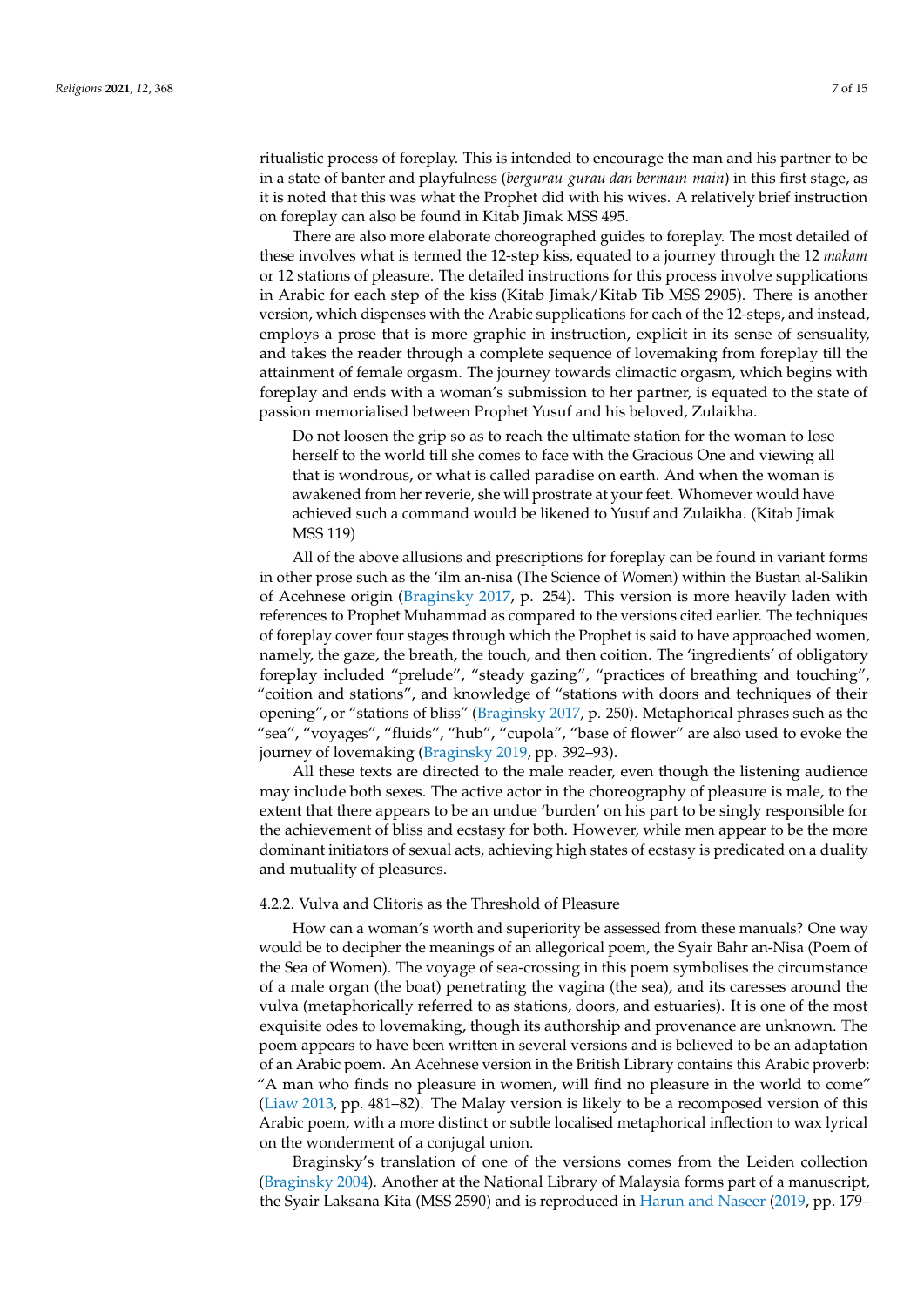ritualistic process of foreplay. This is intended to encourage the man and his partner to be in a state of banter and playfulness (*bergurau-gurau dan bermain-main*) in this first stage, as it is noted that this was what the Prophet did with his wives. A relatively brief instruction on foreplay can also be found in Kitab Jimak MSS 495.

There are also more elaborate choreographed guides to foreplay. The most detailed of these involves what is termed the 12-step kiss, equated to a journey through the 12 *makam* or 12 stations of pleasure. The detailed instructions for this process involve supplications in Arabic for each step of the kiss (Kitab Jimak/Kitab Tib MSS 2905). There is another version, which dispenses with the Arabic supplications for each of the 12-steps, and instead, employs a prose that is more graphic in instruction, explicit in its sense of sensuality, and takes the reader through a complete sequence of lovemaking from foreplay till the attainment of female orgasm. The journey towards climactic orgasm, which begins with foreplay and ends with a woman's submission to her partner, is equated to the state of passion memorialised between Prophet Yusuf and his beloved, Zulaikha.

> Do not loosen the grip so as to reach the ultimate station for the woman to lose herself to the world till she comes to face with the Gracious One and viewing all that is wondrous, or what is called paradise on earth. And when the woman is awakened from her reverie, she will prostrate at your feet. Whomever would have achieved such a command would be likened to Yusuf and Zulaikha. (Kitab Jimak MSS 119)

All of the above allusions and prescriptions for foreplay can be found in variant forms in other prose such as the 'ilm an-nisa (The Science of Women) within the Bustan al-Salikin of Acehnese origin (Braginsky 2017, p. 254). This version is more heavily laden with references to Prophet Muhammad as compared to the versions cited earlier. The techniques of foreplay cover four stages through which the Prophet is said to have approached women, namely, the gaze, the breath, the touch, and then coition. The 'ingredients' of obligatory foreplay included "prelude", "steady gazing", "practices of breathing and touching", "coition and stations", and knowledge of "stations with doors and techniques of their opening", or "stations of bliss" (Braginsky 2017, p. 250). Metaphorical phrases such as the "sea", "voyages", "fluids", "hub", "cupola", "base of flower" are also used to evoke the journey of lovemaking (Braginsky 2019, pp. 392–93).

All these texts are directed to the male reader, even though the listening audience may include both sexes. The active actor in the choreography of pleasure is male, to the extent that there appears to be an undue 'burden' on his part to be singly responsible for the achievement of bliss and ecstasy for both. However, while men appear to be the more dominant initiators of sexual acts, achieving high states of ecstasy is predicated on a duality and mutuality of pleasures.

#### 4.2.2. Vulva and Clitoris as the Threshold of Pleasure

How can a woman's worth and superiority be assessed from these manuals? One way would be to decipher the meanings of an allegorical poem, the Syair Bahr an-Nisa (Poem of the Sea of Women). The voyage of sea-crossing in this poem symbolises the circumstance of a male organ (the boat) penetrating the vagina (the sea), and its caresses around the vulva (metaphorically referred to as stations, doors, and estuaries). It is one of the most exquisite odes to lovemaking, though its authorship and provenance are unknown. The poem appears to have been written in several versions and is believed to be an adaptation of an Arabic poem. An Acehnese version in the British Library contains this Arabic proverb: "A man who finds no pleasure in women, will find no pleasure in the world to come" (Liaw 2013, pp. 481–82). The Malay version is likely to be a recomposed version of this Arabic poem, with a more distinct or subtle localised metaphorical inflection to wax lyrical on the wonderment of a conjugal union.

Braginsky's translation of one of the versions comes from the Leiden collection (Braginsky 2004). Another at the National Library of Malaysia forms part of a manuscript, the Syair Laksana Kita (MSS 2590) and is reproduced in Harun and Naseer (2019, pp. 179–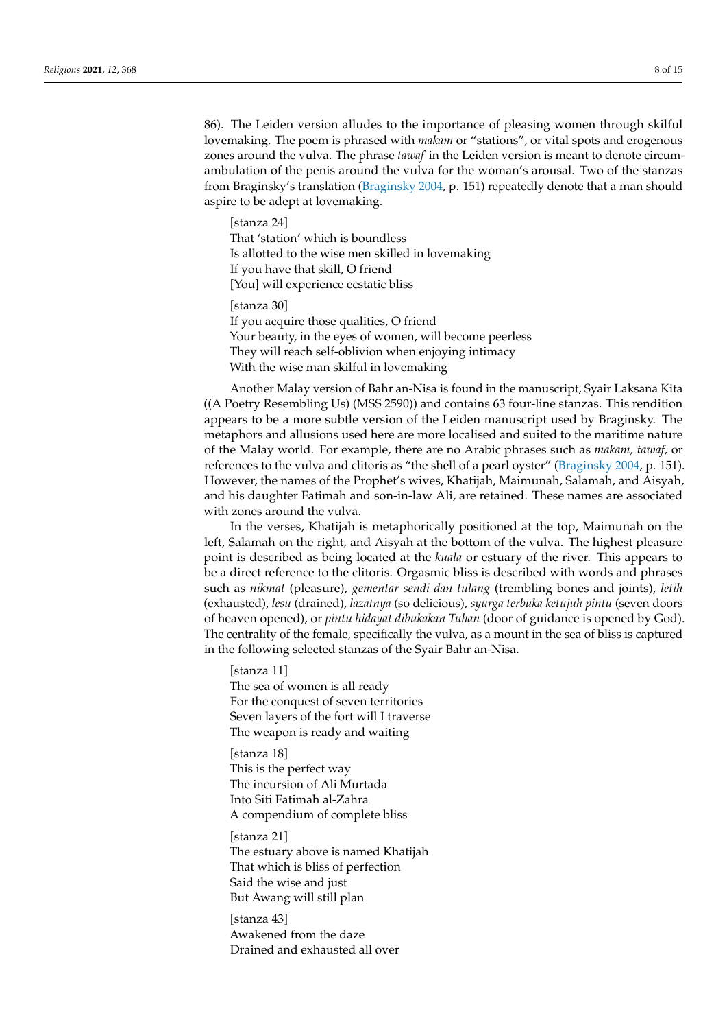86). The Leiden version alludes to the importance of pleasing women through skilful lovemaking. The poem is phrased with *makam* or "stations", or vital spots and erogenous zones around the vulva. The phrase *tawaf* in the Leiden version is meant to denote circumambulation of the penis around the vulva for the woman's arousal. Two of the stanzas from Braginsky's translation (Braginsky 2004, p. 151) repeatedly denote that a man should aspire to be adept at lovemaking.

> [stanza 24]
> That 'station' which is boundless
> Is allotted to the wise men skilled in lovemaking
> If you have that skill, O friend
> [You] will experience ecstatic bliss
>
> [stanza 30]
> If you acquire those qualities, O friend
> Your beauty, in the eyes of women, will become peerless
> They will reach self-oblivion when enjoying intimacy
> With the wise man skilful in lovemaking

Another Malay version of Bahr an-Nisa is found in the manuscript, Syair Laksana Kita ((A Poetry Resembling Us) (MSS 2590)) and contains 63 four-line stanzas. This rendition appears to be a more subtle version of the Leiden manuscript used by Braginsky. The metaphors and allusions used here are more localised and suited to the maritime nature of the Malay world. For example, there are no Arabic phrases such as *makam, tawaf,* or references to the vulva and clitoris as "the shell of a pearl oyster" (Braginsky 2004, p. 151). However, the names of the Prophet's wives, Khatijah, Maimunah, Salamah, and Aisyah, and his daughter Fatimah and son-in-law Ali, are retained. These names are associated with zones around the vulva.

In the verses, Khatijah is metaphorically positioned at the top, Maimunah on the left, Salamah on the right, and Aisyah at the bottom of the vulva. The highest pleasure point is described as being located at the *kuala* or estuary of the river. This appears to be a direct reference to the clitoris. Orgasmic bliss is described with words and phrases such as *nikmat* (pleasure), *gementar sendi dan tulang* (trembling bones and joints), *letih* (exhausted), *lesu* (drained), *lazatnya* (so delicious), *syurga terbuka ketujuh pintu* (seven doors of heaven opened), or *pintu hidayat dibukakan Tuhan* (door of guidance is opened by God). The centrality of the female, specifically the vulva, as a mount in the sea of bliss is captured in the following selected stanzas of the Syair Bahr an-Nisa.

> [stanza 11]
> The sea of women is all ready
> For the conquest of seven territories
> Seven layers of the fort will I traverse
> The weapon is ready and waiting
>
> [stanza 18]
> This is the perfect way
> The incursion of Ali Murtada
> Into Siti Fatimah al-Zahra
> A compendium of complete bliss
>
> [stanza 21]
> The estuary above is named Khatijah
> That which is bliss of perfection
> Said the wise and just
> But Awang will still plan
>
> [stanza 43]
> Awakened from the daze
> Drained and exhausted all over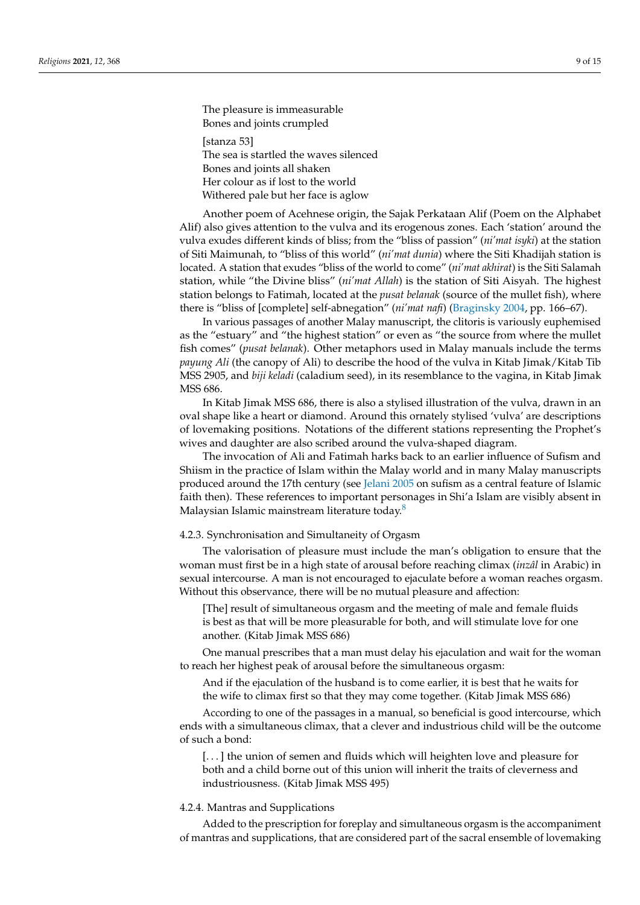The pleasure is immeasurable
Bones and joints crumpled

[stanza 53]
The sea is startled the waves silenced
Bones and joints all shaken
Her colour as if lost to the world
Withered pale but her face is aglow

Another poem of Acehnese origin, the Sajak Perkataan Alif (Poem on the Alphabet Alif) also gives attention to the vulva and its erogenous zones. Each 'station' around the vulva exudes different kinds of bliss; from the "bliss of passion" (*ni'mat isyki*) at the station of Siti Maimunah, to "bliss of this world" (*ni'mat dunia*) where the Siti Khadijah station is located. A station that exudes "bliss of the world to come" (*ni'mat akhirat*) is the Siti Salamah station, while "the Divine bliss" (*ni'mat Allah*) is the station of Siti Aisyah. The highest station belongs to Fatimah, located at the *pusat belanak* (source of the mullet fish), where there is "bliss of [complete] self-abnegation" (*ni'mat nafi*) (Braginsky 2004, pp. 166–67).

In various passages of another Malay manuscript, the clitoris is variously euphemised as the "estuary" and "the highest station" or even as "the source from where the mullet fish comes" (*pusat belanak*). Other metaphors used in Malay manuals include the terms *payung Ali* (the canopy of Ali) to describe the hood of the vulva in Kitab Jimak/Kitab Tib MSS 2905, and *biji keladi* (caladium seed), in its resemblance to the vagina, in Kitab Jimak MSS 686.

In Kitab Jimak MSS 686, there is also a stylised illustration of the vulva, drawn in an oval shape like a heart or diamond. Around this ornately stylised 'vulva' are descriptions of lovemaking positions. Notations of the different stations representing the Prophet's wives and daughter are also scribed around the vulva-shaped diagram.

The invocation of Ali and Fatimah harks back to an earlier influence of Sufism and Shiism in the practice of Islam within the Malay world and in many Malay manuscripts produced around the 17th century (see Jelani 2005 on sufism as a central feature of Islamic faith then). These references to important personages in Shi'a Islam are visibly absent in Malaysian Islamic mainstream literature today.[8]

#### 4.2.3. Synchronisation and Simultaneity of Orgasm

The valorisation of pleasure must include the man's obligation to ensure that the woman must first be in a high state of arousal before reaching climax (*inzâl* in Arabic) in sexual intercourse. A man is not encouraged to ejaculate before a woman reaches orgasm. Without this observance, there will be no mutual pleasure and affection:

> [The] result of simultaneous orgasm and the meeting of male and female fluids is best as that will be more pleasurable for both, and will stimulate love for one another. (Kitab Jimak MSS 686)

One manual prescribes that a man must delay his ejaculation and wait for the woman to reach her highest peak of arousal before the simultaneous orgasm:

> And if the ejaculation of the husband is to come earlier, it is best that he waits for the wife to climax first so that they may come together. (Kitab Jimak MSS 686)

According to one of the passages in a manual, so beneficial is good intercourse, which ends with a simultaneous climax, that a clever and industrious child will be the outcome of such a bond:

> [. . . ] the union of semen and fluids which will heighten love and pleasure for both and a child borne out of this union will inherit the traits of cleverness and industriousness. (Kitab Jimak MSS 495)

#### 4.2.4. Mantras and Supplications

Added to the prescription for foreplay and simultaneous orgasm is the accompaniment of mantras and supplications, that are considered part of the sacral ensemble of lovemaking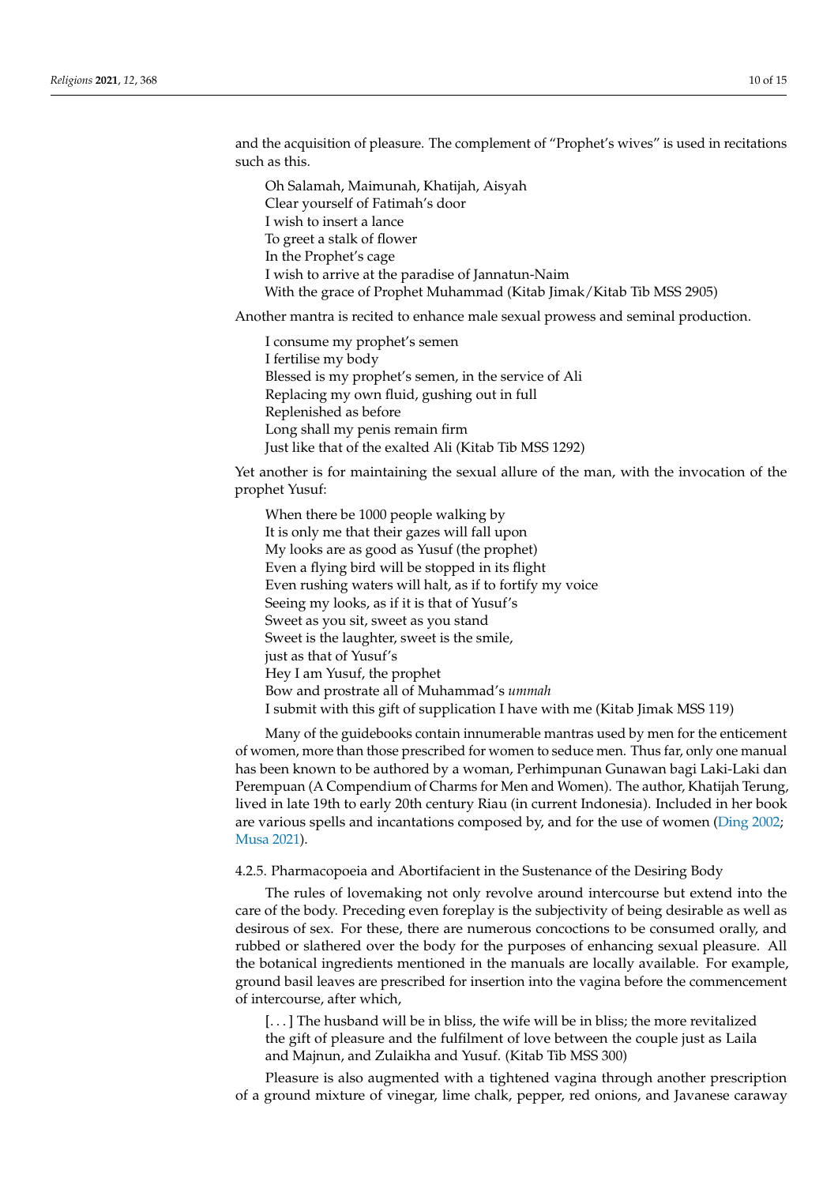and the acquisition of pleasure. The complement of "Prophet's wives" is used in recitations such as this.

> Oh Salamah, Maimunah, Khatijah, Aisyah
> Clear yourself of Fatimah's door
> I wish to insert a lance
> To greet a stalk of flower
> In the Prophet's cage
> I wish to arrive at the paradise of Jannatun-Naim
> With the grace of Prophet Muhammad (Kitab Jimak/Kitab Tib MSS 2905)

Another mantra is recited to enhance male sexual prowess and seminal production.

> I consume my prophet's semen
> I fertilise my body
> Blessed is my prophet's semen, in the service of Ali
> Replacing my own fluid, gushing out in full
> Replenished as before
> Long shall my penis remain firm
> Just like that of the exalted Ali (Kitab Tib MSS 1292)

Yet another is for maintaining the sexual allure of the man, with the invocation of the prophet Yusuf:

> When there be 1000 people walking by
> It is only me that their gazes will fall upon
> My looks are as good as Yusuf (the prophet)
> Even a flying bird will be stopped in its flight
> Even rushing waters will halt, as if to fortify my voice
> Seeing my looks, as if it is that of Yusuf's
> Sweet as you sit, sweet as you stand
> Sweet is the laughter, sweet is the smile,
> just as that of Yusuf's
> Hey I am Yusuf, the prophet
> Bow and prostrate all of Muhammad's *ummah*
> I submit with this gift of supplication I have with me (Kitab Jimak MSS 119)

Many of the guidebooks contain innumerable mantras used by men for the enticement of women, more than those prescribed for women to seduce men. Thus far, only one manual has been known to be authored by a woman, Perhimpunan Gunawan bagi Laki-Laki dan Perempuan (A Compendium of Charms for Men and Women). The author, Khatijah Terung, lived in late 19th to early 20th century Riau (in current Indonesia). Included in her book are various spells and incantations composed by, and for the use of women (Ding 2002; Musa 2021).

#### 4.2.5. Pharmacopoeia and Abortifacient in the Sustenance of the Desiring Body

The rules of lovemaking not only revolve around intercourse but extend into the care of the body. Preceding even foreplay is the subjectivity of being desirable as well as desirous of sex. For these, there are numerous concoctions to be consumed orally, and rubbed or slathered over the body for the purposes of enhancing sexual pleasure. All the botanical ingredients mentioned in the manuals are locally available. For example, ground basil leaves are prescribed for insertion into the vagina before the commencement of intercourse, after which,

> [...] The husband will be in bliss, the wife will be in bliss; the more revitalized the gift of pleasure and the fulfilment of love between the couple just as Laila and Majnun, and Zulaikha and Yusuf. (Kitab Tib MSS 300)

Pleasure is also augmented with a tightened vagina through another prescription of a ground mixture of vinegar, lime chalk, pepper, red onions, and Javanese caraway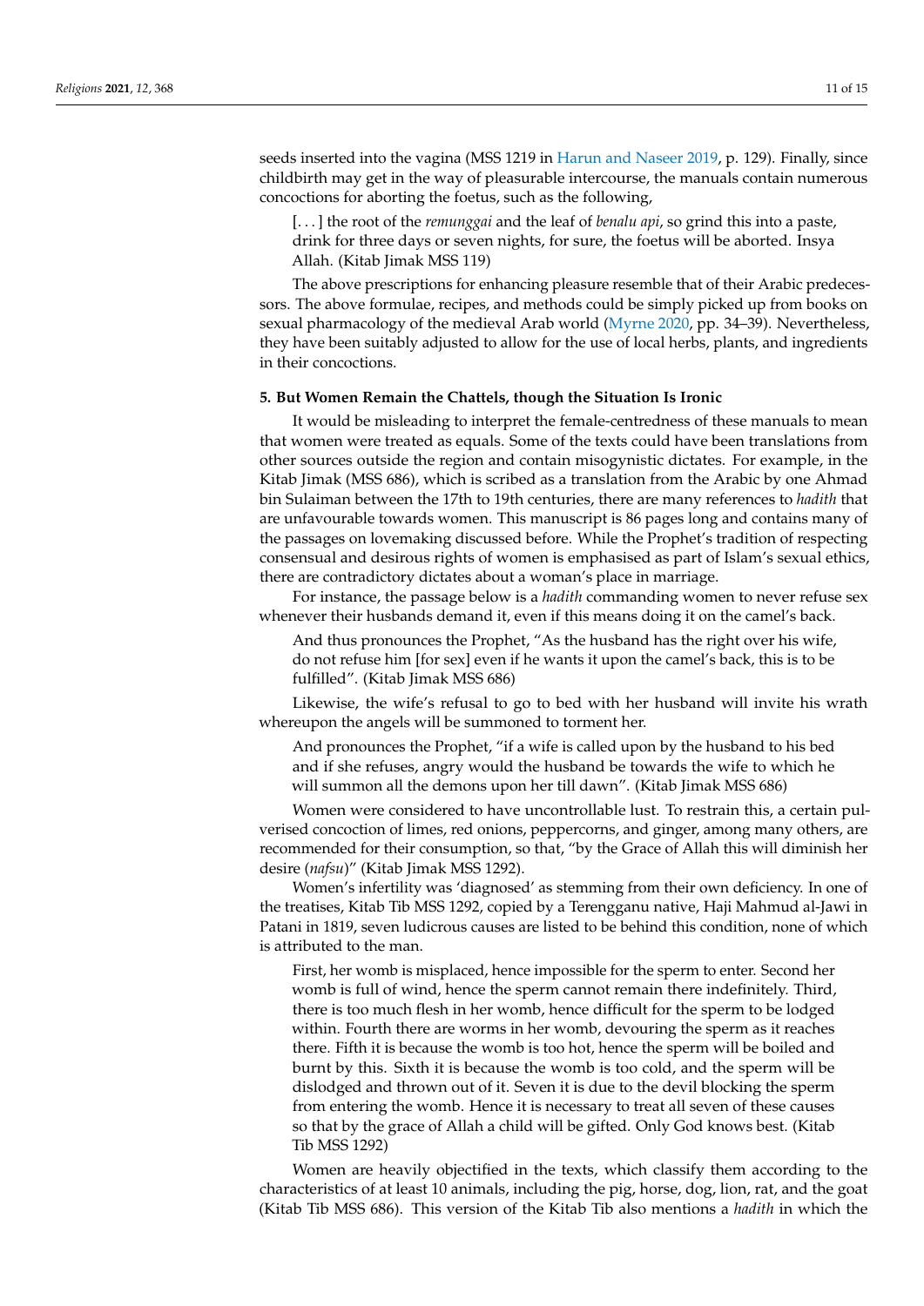seeds inserted into the vagina (MSS 1219 in Harun and Naseer 2019, p. 129). Finally, since childbirth may get in the way of pleasurable intercourse, the manuals contain numerous concoctions for aborting the foetus, such as the following,

> [. . . ] the root of the *remunggai* and the leaf of *benalu api*, so grind this into a paste, drink for three days or seven nights, for sure, the foetus will be aborted. Insya Allah. (Kitab Jimak MSS 119)

The above prescriptions for enhancing pleasure resemble that of their Arabic predecessors. The above formulae, recipes, and methods could be simply picked up from books on sexual pharmacology of the medieval Arab world (Myrne 2020, pp. 34–39). Nevertheless, they have been suitably adjusted to allow for the use of local herbs, plants, and ingredients in their concoctions.

## 5. But Women Remain the Chattels, though the Situation Is Ironic

It would be misleading to interpret the female-centredness of these manuals to mean that women were treated as equals. Some of the texts could have been translations from other sources outside the region and contain misogynistic dictates. For example, in the Kitab Jimak (MSS 686), which is scribed as a translation from the Arabic by one Ahmad bin Sulaiman between the 17th to 19th centuries, there are many references to *hadith* that are unfavourable towards women. This manuscript is 86 pages long and contains many of the passages on lovemaking discussed before. While the Prophet's tradition of respecting consensual and desirous rights of women is emphasised as part of Islam's sexual ethics, there are contradictory dictates about a woman's place in marriage.

For instance, the passage below is a *hadith* commanding women to never refuse sex whenever their husbands demand it, even if this means doing it on the camel's back.

> And thus pronounces the Prophet, "As the husband has the right over his wife, do not refuse him [for sex] even if he wants it upon the camel's back, this is to be fulfilled". (Kitab Jimak MSS 686)

Likewise, the wife's refusal to go to bed with her husband will invite his wrath whereupon the angels will be summoned to torment her.

> And pronounces the Prophet, "if a wife is called upon by the husband to his bed and if she refuses, angry would the husband be towards the wife to which he will summon all the demons upon her till dawn". (Kitab Jimak MSS 686)

Women were considered to have uncontrollable lust. To restrain this, a certain pulverised concoction of limes, red onions, peppercorns, and ginger, among many others, are recommended for their consumption, so that, "by the Grace of Allah this will diminish her desire (*nafsu*)" (Kitab Jimak MSS 1292).

Women's infertility was 'diagnosed' as stemming from their own deficiency. In one of the treatises, Kitab Tib MSS 1292, copied by a Terengganu native, Haji Mahmud al-Jawi in Patani in 1819, seven ludicrous causes are listed to be behind this condition, none of which is attributed to the man.

> First, her womb is misplaced, hence impossible for the sperm to enter. Second her womb is full of wind, hence the sperm cannot remain there indefinitely. Third, there is too much flesh in her womb, hence difficult for the sperm to be lodged within. Fourth there are worms in her womb, devouring the sperm as it reaches there. Fifth it is because the womb is too hot, hence the sperm will be boiled and burnt by this. Sixth it is because the womb is too cold, and the sperm will be dislodged and thrown out of it. Seven it is due to the devil blocking the sperm from entering the womb. Hence it is necessary to treat all seven of these causes so that by the grace of Allah a child will be gifted. Only God knows best. (Kitab Tib MSS 1292)

Women are heavily objectified in the texts, which classify them according to the characteristics of at least 10 animals, including the pig, horse, dog, lion, rat, and the goat (Kitab Tib MSS 686). This version of the Kitab Tib also mentions a *hadith* in which the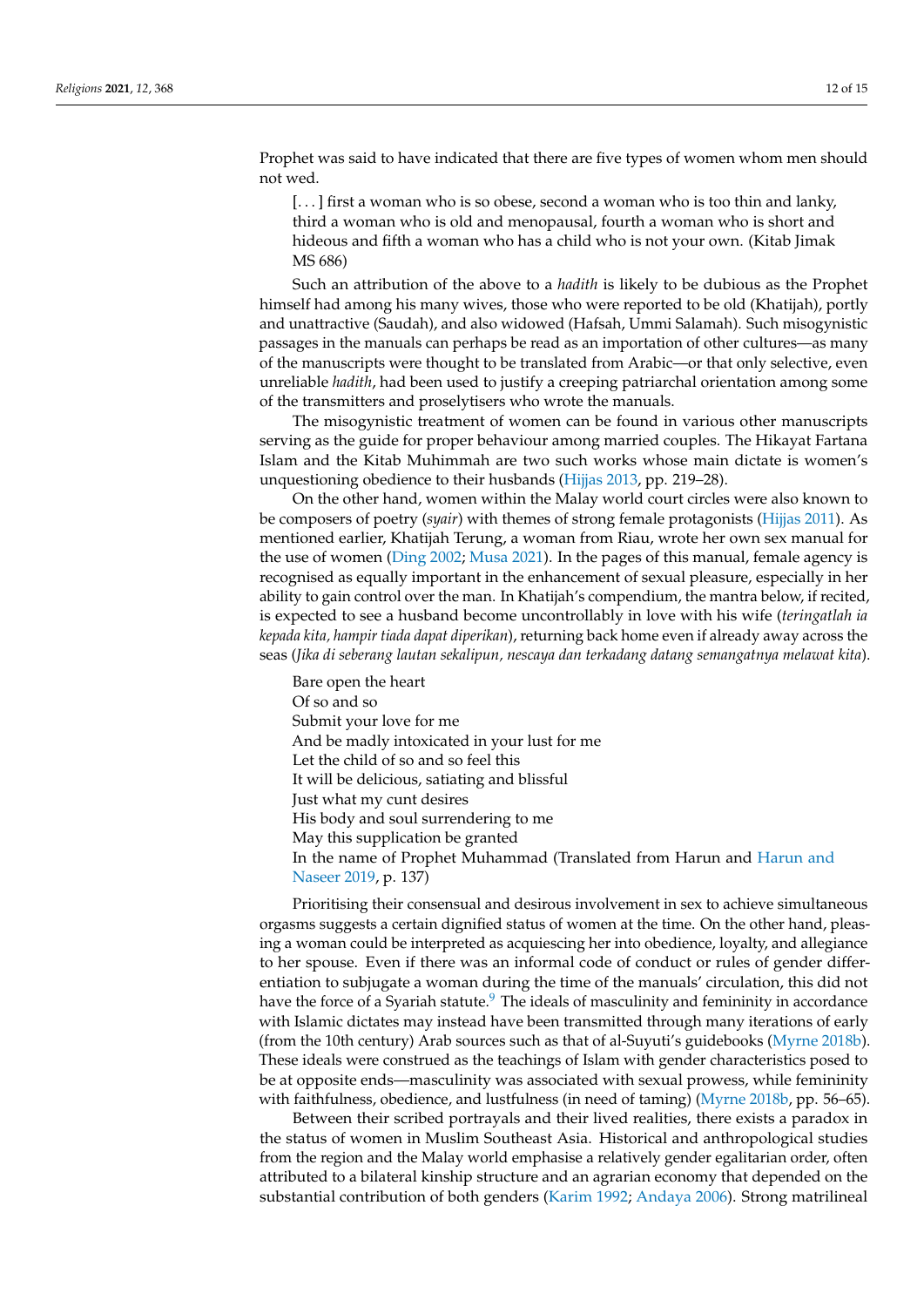Prophet was said to have indicated that there are five types of women whom men should not wed.

> [. . . ] first a woman who is so obese, second a woman who is too thin and lanky, third a woman who is old and menopausal, fourth a woman who is short and hideous and fifth a woman who has a child who is not your own. (Kitab Jimak MS 686)

Such an attribution of the above to a *hadith* is likely to be dubious as the Prophet himself had among his many wives, those who were reported to be old (Khatijah), portly and unattractive (Saudah), and also widowed (Hafsah, Ummi Salamah). Such misogynistic passages in the manuals can perhaps be read as an importation of other cultures—as many of the manuscripts were thought to be translated from Arabic—or that only selective, even unreliable *hadith*, had been used to justify a creeping patriarchal orientation among some of the transmitters and proselytisers who wrote the manuals.

The misogynistic treatment of women can be found in various other manuscripts serving as the guide for proper behaviour among married couples. The Hikayat Fartana Islam and the Kitab Muhimmah are two such works whose main dictate is women's unquestioning obedience to their husbands (Hijjas 2013, pp. 219–28).

On the other hand, women within the Malay world court circles were also known to be composers of poetry (*syair*) with themes of strong female protagonists (Hijjas 2011). As mentioned earlier, Khatijah Terung, a woman from Riau, wrote her own sex manual for the use of women (Ding 2002; Musa 2021). In the pages of this manual, female agency is recognised as equally important in the enhancement of sexual pleasure, especially in her ability to gain control over the man. In Khatijah's compendium, the mantra below, if recited, is expected to see a husband become uncontrollably in love with his wife (*teringatlah ia kepada kita, hampir tiada dapat diperikan*), returning back home even if already away across the seas (*Jika di seberang lautan sekalipun, nescaya dan terkadang datang semangatnya melawat kita*).

> Bare open the heart
> Of so and so
> Submit your love for me
> And be madly intoxicated in your lust for me
> Let the child of so and so feel this
> It will be delicious, satiating and blissful
> Just what my cunt desires
> His body and soul surrendering to me
> May this supplication be granted
> In the name of Prophet Muhammad (Translated from Harun and Harun and Naseer 2019, p. 137)

Prioritising their consensual and desirous involvement in sex to achieve simultaneous orgasms suggests a certain dignified status of women at the time. On the other hand, pleasing a woman could be interpreted as acquiescing her into obedience, loyalty, and allegiance to her spouse. Even if there was an informal code of conduct or rules of gender differentiation to subjugate a woman during the time of the manuals' circulation, this did not have the force of a Syariah statute.[9] The ideals of masculinity and femininity in accordance with Islamic dictates may instead have been transmitted through many iterations of early (from the 10th century) Arab sources such as that of al-Suyuti's guidebooks (Myrne 2018b). These ideals were construed as the teachings of Islam with gender characteristics posed to be at opposite ends—masculinity was associated with sexual prowess, while femininity with faithfulness, obedience, and lustfulness (in need of taming) (Myrne 2018b, pp. 56–65).

Between their scribed portrayals and their lived realities, there exists a paradox in the status of women in Muslim Southeast Asia. Historical and anthropological studies from the region and the Malay world emphasise a relatively gender egalitarian order, often attributed to a bilateral kinship structure and an agrarian economy that depended on the substantial contribution of both genders (Karim 1992; Andaya 2006). Strong matrilineal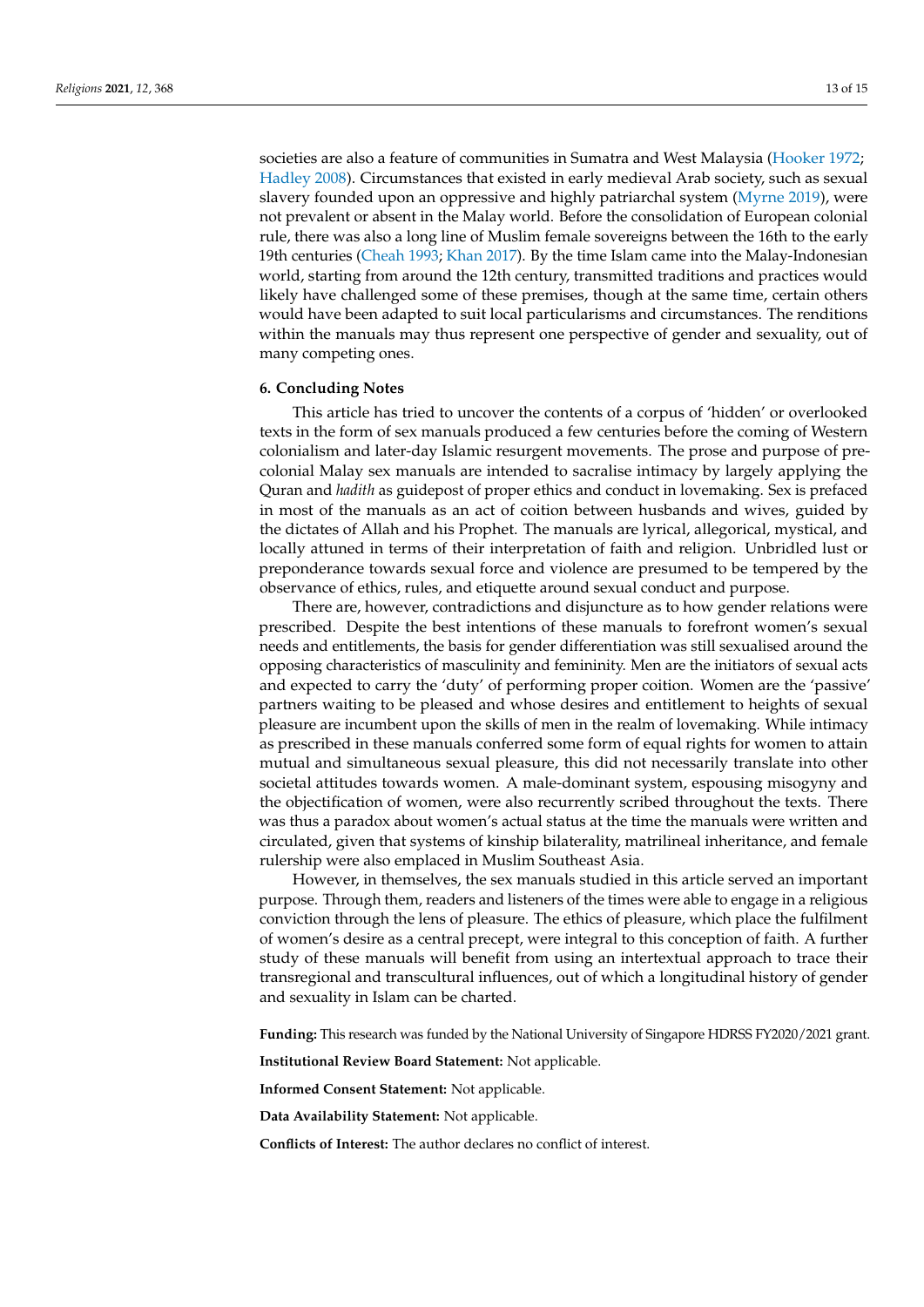societies are also a feature of communities in Sumatra and West Malaysia (Hooker 1972; Hadley 2008). Circumstances that existed in early medieval Arab society, such as sexual slavery founded upon an oppressive and highly patriarchal system (Myrne 2019), were not prevalent or absent in the Malay world. Before the consolidation of European colonial rule, there was also a long line of Muslim female sovereigns between the 16th to the early 19th centuries (Cheah 1993; Khan 2017). By the time Islam came into the Malay-Indonesian world, starting from around the 12th century, transmitted traditions and practices would likely have challenged some of these premises, though at the same time, certain others would have been adapted to suit local particularisms and circumstances. The renditions within the manuals may thus represent one perspective of gender and sexuality, out of many competing ones.

## 6. Concluding Notes

This article has tried to uncover the contents of a corpus of 'hidden' or overlooked texts in the form of sex manuals produced a few centuries before the coming of Western colonialism and later-day Islamic resurgent movements. The prose and purpose of pre-colonial Malay sex manuals are intended to sacralise intimacy by largely applying the Quran and *hadith* as guidepost of proper ethics and conduct in lovemaking. Sex is prefaced in most of the manuals as an act of coition between husbands and wives, guided by the dictates of Allah and his Prophet. The manuals are lyrical, allegorical, mystical, and locally attuned in terms of their interpretation of faith and religion. Unbridled lust or preponderance towards sexual force and violence are presumed to be tempered by the observance of ethics, rules, and etiquette around sexual conduct and purpose.

There are, however, contradictions and disjuncture as to how gender relations were prescribed. Despite the best intentions of these manuals to forefront women's sexual needs and entitlements, the basis for gender differentiation was still sexualised around the opposing characteristics of masculinity and femininity. Men are the initiators of sexual acts and expected to carry the 'duty' of performing proper coition. Women are the 'passive' partners waiting to be pleased and whose desires and entitlement to heights of sexual pleasure are incumbent upon the skills of men in the realm of lovemaking. While intimacy as prescribed in these manuals conferred some form of equal rights for women to attain mutual and simultaneous sexual pleasure, this did not necessarily translate into other societal attitudes towards women. A male-dominant system, espousing misogyny and the objectification of women, were also recurrently scribed throughout the texts. There was thus a paradox about women's actual status at the time the manuals were written and circulated, given that systems of kinship bilaterality, matrilineal inheritance, and female rulership were also emplaced in Muslim Southeast Asia.

However, in themselves, the sex manuals studied in this article served an important purpose. Through them, readers and listeners of the times were able to engage in a religious conviction through the lens of pleasure. The ethics of pleasure, which place the fulfilment of women's desire as a central precept, were integral to this conception of faith. A further study of these manuals will benefit from using an intertextual approach to trace their transregional and transcultural influences, out of which a longitudinal history of gender and sexuality in Islam can be charted.

**Funding:** This research was funded by the National University of Singapore HDRSS FY2020/2021 grant.

**Institutional Review Board Statement:** Not applicable.

**Informed Consent Statement:** Not applicable.

**Data Availability Statement:** Not applicable.

**Conflicts of Interest:** The author declares no conflict of interest.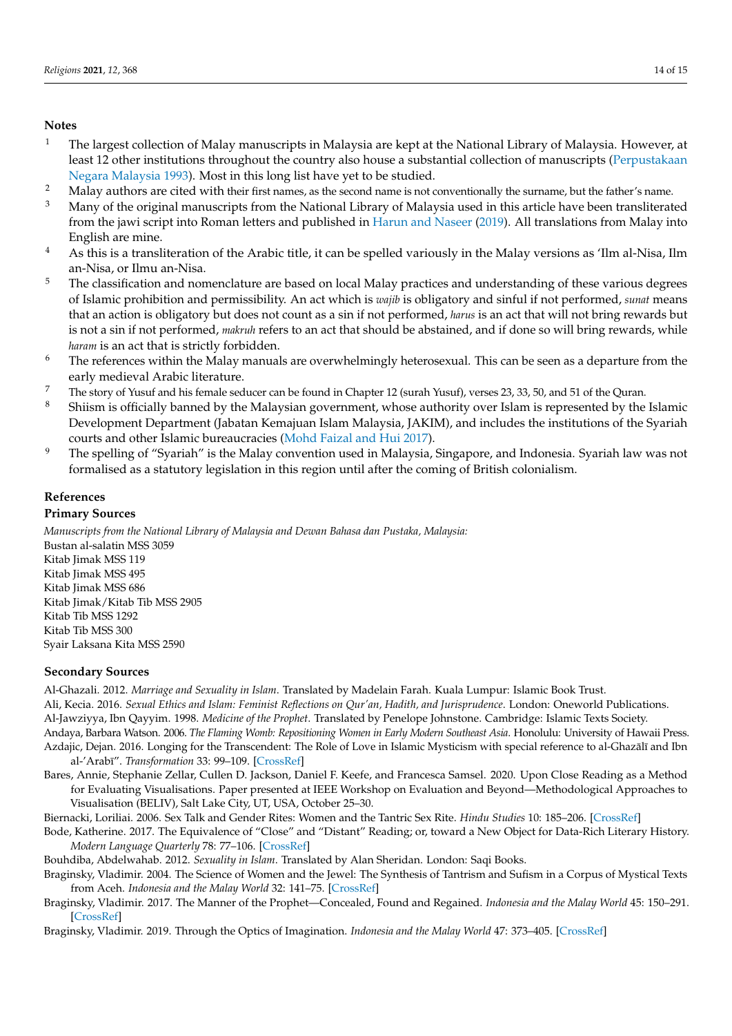## Notes

1. The largest collection of Malay manuscripts in Malaysia are kept at the National Library of Malaysia. However, at least 12 other institutions throughout the country also house a substantial collection of manuscripts (Perpustakaan Negara Malaysia 1993). Most in this long list have yet to be studied.
2. Malay authors are cited with their first names, as the second name is not conventionally the surname, but the father's name.
3. Many of the original manuscripts from the National Library of Malaysia used in this article have been transliterated from the jawi script into Roman letters and published in Harun and Naseer (2019). All translations from Malay into English are mine.
4. As this is a transliteration of the Arabic title, it can be spelled variously in the Malay versions as 'Ilm al-Nisa, Ilm an-Nisa, or Ilmu an-Nisa.
5. The classification and nomenclature are based on local Malay practices and understanding of these various degrees of Islamic prohibition and permissibility. An act which is *wajib* is obligatory and sinful if not performed, *sunat* means that an action is obligatory but does not count as a sin if not performed, *harus* is an act that will not bring rewards but is not a sin if not performed, *makruh* refers to an act that should be abstained, and if done so will bring rewards, while *haram* is an act that is strictly forbidden.
6. The references within the Malay manuals are overwhelmingly heterosexual. This can be seen as a departure from the early medieval Arabic literature.
7. The story of Yusuf and his female seducer can be found in Chapter 12 (surah Yusuf), verses 23, 33, 50, and 51 of the Quran.
8. Shiism is officially banned by the Malaysian government, whose authority over Islam is represented by the Islamic Development Department (Jabatan Kemajuan Islam Malaysia, JAKIM), and includes the institutions of the Syariah courts and other Islamic bureaucracies (Mohd Faizal and Hui 2017).
9. The spelling of "Syariah" is the Malay convention used in Malaysia, Singapore, and Indonesia. Syariah law was not formalised as a statutory legislation in this region until after the coming of British colonialism.

## References

### Primary Sources

*Manuscripts from the National Library of Malaysia and Dewan Bahasa dan Pustaka, Malaysia:*
Bustan al-salatin MSS 3059
Kitab Jimak MSS 119
Kitab Jimak MSS 495
Kitab Jimak MSS 686
Kitab Jimak/Kitab Tib MSS 2905
Kitab Tib MSS 1292
Kitab Tib MSS 300
Syair Laksana Kita MSS 2590

### Secondary Sources

Al-Ghazali. 2012. *Marriage and Sexuality in Islam*. Translated by Madelain Farah. Kuala Lumpur: Islamic Book Trust.

Ali, Kecia. 2016. *Sexual Ethics and Islam: Feminist Reflections on Qur'an, Hadith, and Jurisprudence*. London: Oneworld Publications.

Al-Jawziyya, Ibn Qayyim. 1998. *Medicine of the Prophet*. Translated by Penelope Johnstone. Cambridge: Islamic Texts Society.

Andaya, Barbara Watson. 2006. *The Flaming Womb: Repositioning Women in Early Modern Southeast Asia*. Honolulu: University of Hawaii Press.

Azdajic, Dejan. 2016. Longing for the Transcendent: The Role of Love in Islamic Mysticism with special reference to al-Ghazālī and Ibn al-'Arabī". *Transformation* 33: 99–109. [CrossRef]

Bares, Annie, Stephanie Zellar, Cullen D. Jackson, Daniel F. Keefe, and Francesca Samsel. 2020. Upon Close Reading as a Method for Evaluating Visualisations. Paper presented at IEEE Workshop on Evaluation and Beyond—Methodological Approaches to Visualisation (BELIV), Salt Lake City, UT, USA, October 25–30.

Biernacki, Loriliai. 2006. Sex Talk and Gender Rites: Women and the Tantric Sex Rite. *Hindu Studies* 10: 185–206. [CrossRef]

Bode, Katherine. 2017. The Equivalence of "Close" and "Distant" Reading; or, toward a New Object for Data-Rich Literary History. *Modern Language Quarterly* 78: 77–106. [CrossRef]

Bouhdiba, Abdelwahab. 2012. *Sexuality in Islam*. Translated by Alan Sheridan. London: Saqi Books.

Braginsky, Vladimir. 2004. The Science of Women and the Jewel: The Synthesis of Tantrism and Sufism in a Corpus of Mystical Texts from Aceh. *Indonesia and the Malay World* 32: 141–75. [CrossRef]

Braginsky, Vladimir. 2017. The Manner of the Prophet—Concealed, Found and Regained. *Indonesia and the Malay World* 45: 150–291. [CrossRef]

Braginsky, Vladimir. 2019. Through the Optics of Imagination. *Indonesia and the Malay World* 47: 373–405. [CrossRef]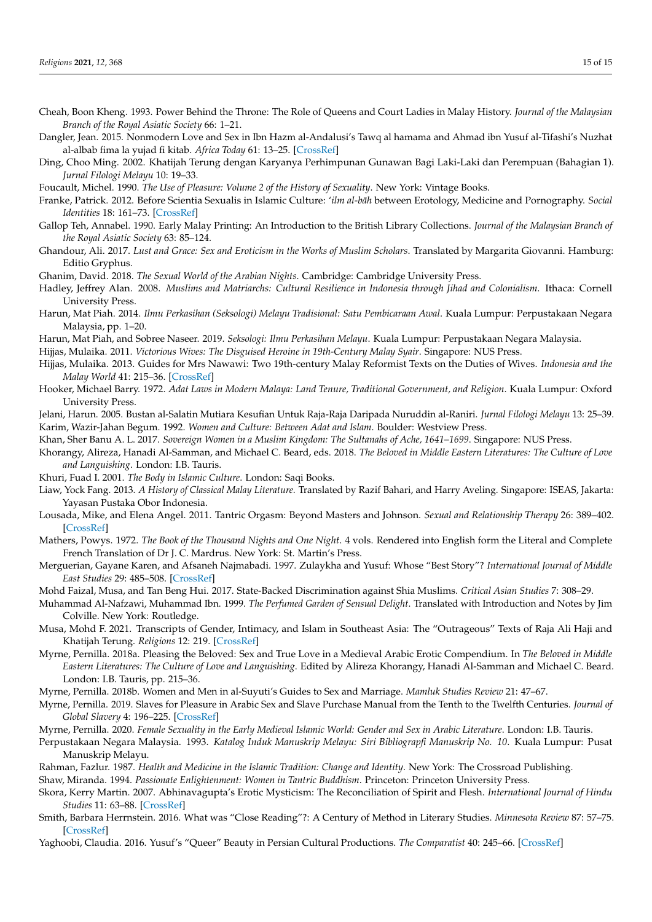Cheah, Boon Kheng. 1993. Power Behind the Throne: The Role of Queens and Court Ladies in Malay History. *Journal of the Malaysian Branch of the Royal Asiatic Society* 66: 1–21.

Dangler, Jean. 2015. Nonmodern Love and Sex in Ibn Hazm al-Andalusi's Tawq al hamama and Ahmad ibn Yusuf al-Tifashi's Nuzhat al-albab fima la yujad fi kitab. *Africa Today* 61: 13–25. [CrossRef]

Ding, Choo Ming. 2002. Khatijah Terung dengan Karyanya Perhimpunan Gunawan Bagi Laki-Laki dan Perempuan (Bahagian 1). *Jurnal Filologi Melayu* 10: 19–33.

Foucault, Michel. 1990. *The Use of Pleasure: Volume 2 of the History of Sexuality*. New York: Vintage Books.

Franke, Patrick. 2012. Before Scientia Sexualis in Islamic Culture: *'ilm al-bāh* between Erotology, Medicine and Pornography. *Social Identities* 18: 161–73. [CrossRef]

Gallop Teh, Annabel. 1990. Early Malay Printing: An Introduction to the British Library Collections. *Journal of the Malaysian Branch of the Royal Asiatic Society* 63: 85–124.

Ghandour, Ali. 2017. *Lust and Grace: Sex and Eroticism in the Works of Muslim Scholars*. Translated by Margarita Giovanni. Hamburg: Editio Gryphus.

Ghanim, David. 2018. *The Sexual World of the Arabian Nights*. Cambridge: Cambridge University Press.

Hadley, Jeffrey Alan. 2008. *Muslims and Matriarchs: Cultural Resilience in Indonesia through Jihad and Colonialism*. Ithaca: Cornell University Press.

Harun, Mat Piah. 2014. *Ilmu Perkasihan (Seksologi) Melayu Tradisional: Satu Pembicaraan Awal*. Kuala Lumpur: Perpustakaan Negara Malaysia, pp. 1–20.

Harun, Mat Piah, and Sobree Naseer. 2019. *Seksologi: Ilmu Perkasihan Melayu*. Kuala Lumpur: Perpustakaan Negara Malaysia.

Hijjas, Mulaika. 2011. *Victorious Wives: The Disguised Heroine in 19th-Century Malay Syair*. Singapore: NUS Press.

Hijjas, Mulaika. 2013. Guides for Mrs Nawawi: Two 19th-century Malay Reformist Texts on the Duties of Wives. *Indonesia and the Malay World* 41: 215–36. [CrossRef]

Hooker, Michael Barry. 1972. *Adat Laws in Modern Malaya: Land Tenure, Traditional Government, and Religion*. Kuala Lumpur: Oxford University Press.

Jelani, Harun. 2005. Bustan al-Salatin Mutiara Kesufian Untuk Raja-Raja Daripada Nuruddin al-Raniri. *Jurnal Filologi Melayu* 13: 25–39.

Karim, Wazir-Jahan Begum. 1992. *Women and Culture: Between Adat and Islam*. Boulder: Westview Press.

Khan, Sher Banu A. L. 2017. *Sovereign Women in a Muslim Kingdom: The Sultanahs of Ache, 1641–1699*. Singapore: NUS Press.

Khorangy, Alireza, Hanadi Al-Samman, and Michael C. Beard, eds. 2018. *The Beloved in Middle Eastern Literatures: The Culture of Love and Languishing*. London: I.B. Tauris.

Khuri, Fuad I. 2001. *The Body in Islamic Culture*. London: Saqi Books.

Liaw, Yock Fang. 2013. *A History of Classical Malay Literature*. Translated by Razif Bahari, and Harry Aveling. Singapore: ISEAS, Jakarta: Yayasan Pustaka Obor Indonesia.

Lousada, Mike, and Elena Angel. 2011. Tantric Orgasm: Beyond Masters and Johnson. *Sexual and Relationship Therapy* 26: 389–402. [CrossRef]

Mathers, Powys. 1972. *The Book of the Thousand Nights and One Night*. 4 vols. Rendered into English form the Literal and Complete French Translation of Dr J. C. Mardrus. New York: St. Martin's Press.

Merguerian, Gayane Karen, and Afsaneh Najmabadi. 1997. Zulaykha and Yusuf: Whose "Best Story"? *International Journal of Middle East Studies* 29: 485–508. [CrossRef]

Mohd Faizal, Musa, and Tan Beng Hui. 2017. State-Backed Discrimination against Shia Muslims. *Critical Asian Studies* 7: 308–29.

Muhammad Al-Nafzawi, Muhammad Ibn. 1999. *The Perfumed Garden of Sensual Delight*. Translated with Introduction and Notes by Jim Colville. New York: Routledge.

Musa, Mohd F. 2021. Transcripts of Gender, Intimacy, and Islam in Southeast Asia: The "Outrageous" Texts of Raja Ali Haji and Khatijah Terung. *Religions* 12: 219. [CrossRef]

Myrne, Pernilla. 2018a. Pleasing the Beloved: Sex and True Love in a Medieval Arabic Erotic Compendium. In *The Beloved in Middle Eastern Literatures: The Culture of Love and Languishing*. Edited by Alireza Khorangy, Hanadi Al-Samman and Michael C. Beard. London: I.B. Tauris, pp. 215–36.

Myrne, Pernilla. 2018b. Women and Men in al-Suyuti's Guides to Sex and Marriage. *Mamluk Studies Review* 21: 47–67.

Myrne, Pernilla. 2019. Slaves for Pleasure in Arabic Sex and Slave Purchase Manual from the Tenth to the Twelfth Centuries. *Journal of Global Slavery* 4: 196–225. [CrossRef]

Myrne, Pernilla. 2020. *Female Sexuality in the Early Medieval Islamic World: Gender and Sex in Arabic Literature*. London: I.B. Tauris.

Perpustakaan Negara Malaysia. 1993. *Katalog Induk Manuskrip Melayu: Siri Bibliografi Manuskrip No. 10*. Kuala Lumpur: Pusat Manuskrip Melayu.

Rahman, Fazlur. 1987. *Health and Medicine in the Islamic Tradition: Change and Identity*. New York: The Crossroad Publishing.

Shaw, Miranda. 1994. *Passionate Enlightenment: Women in Tantric Buddhism*. Princeton: Princeton University Press.

Skora, Kerry Martin. 2007. Abhinavagupta's Erotic Mysticism: The Reconciliation of Spirit and Flesh. *International Journal of Hindu Studies* 11: 63–88. [CrossRef]

Smith, Barbara Herrnstein. 2016. What was "Close Reading"?: A Century of Method in Literary Studies. *Minnesota Review* 87: 57–75. [CrossRef]

Yaghoobi, Claudia. 2016. Yusuf's "Queer" Beauty in Persian Cultural Productions. *The Comparatist* 40: 245–66. [CrossRef]